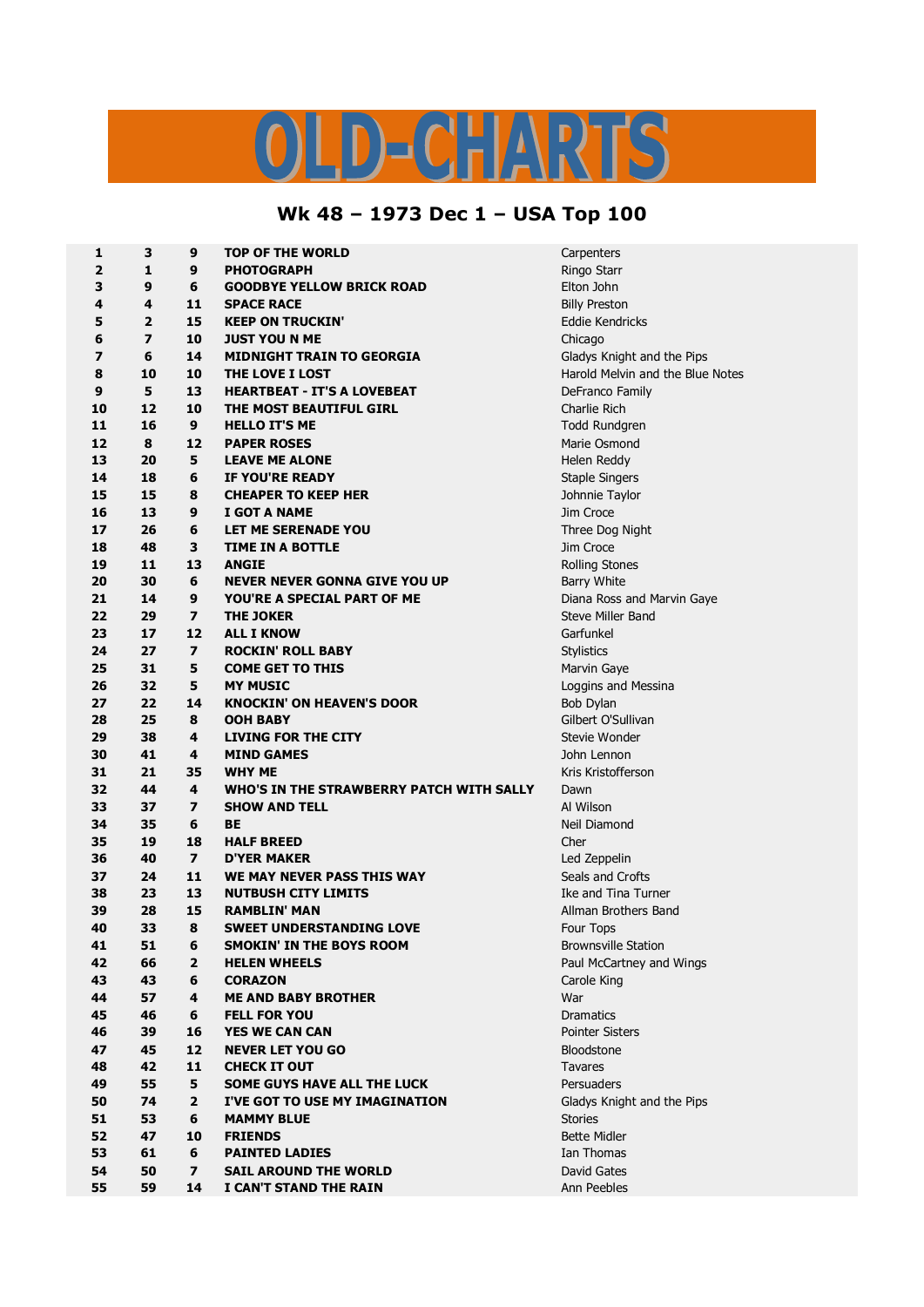# OLD-CHARTS

## Wk 48 – 1973 Dec 1 – USA Top 100

| | | | | |
|---|---|---|---|---|
| 1 | 3 | 9 | **TOP OF THE WORLD** | Carpenters |
| 2 | 1 | 9 | **PHOTOGRAPH** | Ringo Starr |
| 3 | 9 | 6 | **GOODBYE YELLOW BRICK ROAD** | Elton John |
| 4 | 4 | 11 | **SPACE RACE** | Billy Preston |
| 5 | 2 | 15 | **KEEP ON TRUCKIN'** | Eddie Kendricks |
| 6 | 7 | 10 | **JUST YOU N ME** | Chicago |
| 7 | 6 | 14 | **MIDNIGHT TRAIN TO GEORGIA** | Gladys Knight and the Pips |
| 8 | 10 | 10 | **THE LOVE I LOST** | Harold Melvin and the Blue Notes |
| 9 | 5 | 13 | **HEARTBEAT - IT'S A LOVEBEAT** | DeFranco Family |
| 10 | 12 | 10 | **THE MOST BEAUTIFUL GIRL** | Charlie Rich |
| 11 | 16 | 9 | **HELLO IT'S ME** | Todd Rundgren |
| 12 | 8 | 12 | **PAPER ROSES** | Marie Osmond |
| 13 | 20 | 5 | **LEAVE ME ALONE** | Helen Reddy |
| 14 | 18 | 6 | **IF YOU'RE READY** | Staple Singers |
| 15 | 15 | 8 | **CHEAPER TO KEEP HER** | Johnnie Taylor |
| 16 | 13 | 9 | **I GOT A NAME** | Jim Croce |
| 17 | 26 | 6 | **LET ME SERENADE YOU** | Three Dog Night |
| 18 | 48 | 3 | **TIME IN A BOTTLE** | Jim Croce |
| 19 | 11 | 13 | **ANGIE** | Rolling Stones |
| 20 | 30 | 6 | **NEVER NEVER GONNA GIVE YOU UP** | Barry White |
| 21 | 14 | 9 | **YOU'RE A SPECIAL PART OF ME** | Diana Ross and Marvin Gaye |
| 22 | 29 | 7 | **THE JOKER** | Steve Miller Band |
| 23 | 17 | 12 | **ALL I KNOW** | Garfunkel |
| 24 | 27 | 7 | **ROCKIN' ROLL BABY** | Stylistics |
| 25 | 31 | 5 | **COME GET TO THIS** | Marvin Gaye |
| 26 | 32 | 5 | **MY MUSIC** | Loggins and Messina |
| 27 | 22 | 14 | **KNOCKIN' ON HEAVEN'S DOOR** | Bob Dylan |
| 28 | 25 | 8 | **OOH BABY** | Gilbert O'Sullivan |
| 29 | 38 | 4 | **LIVING FOR THE CITY** | Stevie Wonder |
| 30 | 41 | 4 | **MIND GAMES** | John Lennon |
| 31 | 21 | 35 | **WHY ME** | Kris Kristofferson |
| 32 | 44 | 4 | **WHO'S IN THE STRAWBERRY PATCH WITH SALLY** | Dawn |
| 33 | 37 | 7 | **SHOW AND TELL** | Al Wilson |
| 34 | 35 | 6 | **BE** | Neil Diamond |
| 35 | 19 | 18 | **HALF BREED** | Cher |
| 36 | 40 | 7 | **D'YER MAKER** | Led Zeppelin |
| 37 | 24 | 11 | **WE MAY NEVER PASS THIS WAY** | Seals and Crofts |
| 38 | 23 | 13 | **NUTBUSH CITY LIMITS** | Ike and Tina Turner |
| 39 | 28 | 15 | **RAMBLIN' MAN** | Allman Brothers Band |
| 40 | 33 | 8 | **SWEET UNDERSTANDING LOVE** | Four Tops |
| 41 | 51 | 6 | **SMOKIN' IN THE BOYS ROOM** | Brownsville Station |
| 42 | 66 | 2 | **HELEN WHEELS** | Paul McCartney and Wings |
| 43 | 43 | 6 | **CORAZON** | Carole King |
| 44 | 57 | 4 | **ME AND BABY BROTHER** | War |
| 45 | 46 | 6 | **FELL FOR YOU** | Dramatics |
| 46 | 39 | 16 | **YES WE CAN CAN** | Pointer Sisters |
| 47 | 45 | 12 | **NEVER LET YOU GO** | Bloodstone |
| 48 | 42 | 11 | **CHECK IT OUT** | Tavares |
| 49 | 55 | 5 | **SOME GUYS HAVE ALL THE LUCK** | Persuaders |
| 50 | 74 | 2 | **I'VE GOT TO USE MY IMAGINATION** | Gladys Knight and the Pips |
| 51 | 53 | 6 | **MAMMY BLUE** | Stories |
| 52 | 47 | 10 | **FRIENDS** | Bette Midler |
| 53 | 61 | 6 | **PAINTED LADIES** | Ian Thomas |
| 54 | 50 | 7 | **SAIL AROUND THE WORLD** | David Gates |
| 55 | 59 | 14 | **I CAN'T STAND THE RAIN** | Ann Peebles |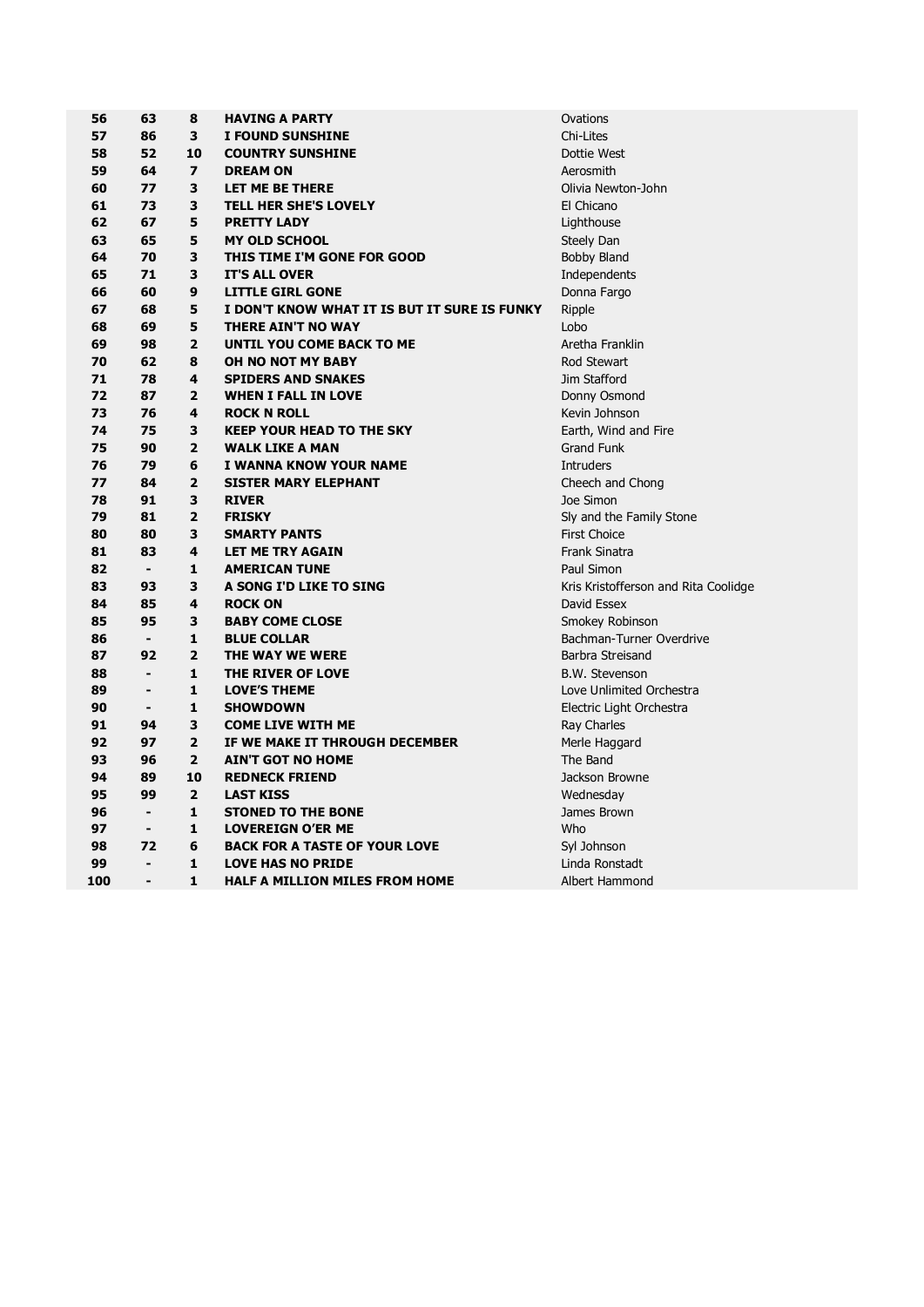| | | | | |
|---|---|---|---|---|
| 56 | 63 | 8 | **HAVING A PARTY** | Ovations |
| 57 | 86 | 3 | **I FOUND SUNSHINE** | Chi-Lites |
| 58 | 52 | 10 | **COUNTRY SUNSHINE** | Dottie West |
| 59 | 64 | 7 | **DREAM ON** | Aerosmith |
| 60 | 77 | 3 | **LET ME BE THERE** | Olivia Newton-John |
| 61 | 73 | 3 | **TELL HER SHE'S LOVELY** | El Chicano |
| 62 | 67 | 5 | **PRETTY LADY** | Lighthouse |
| 63 | 65 | 5 | **MY OLD SCHOOL** | Steely Dan |
| 64 | 70 | 3 | **THIS TIME I'M GONE FOR GOOD** | Bobby Bland |
| 65 | 71 | 3 | **IT'S ALL OVER** | Independents |
| 66 | 60 | 9 | **LITTLE GIRL GONE** | Donna Fargo |
| 67 | 68 | 5 | **I DON'T KNOW WHAT IT IS BUT IT SURE IS FUNKY** | Ripple |
| 68 | 69 | 5 | **THERE AIN'T NO WAY** | Lobo |
| 69 | 98 | 2 | **UNTIL YOU COME BACK TO ME** | Aretha Franklin |
| 70 | 62 | 8 | **OH NO NOT MY BABY** | Rod Stewart |
| 71 | 78 | 4 | **SPIDERS AND SNAKES** | Jim Stafford |
| 72 | 87 | 2 | **WHEN I FALL IN LOVE** | Donny Osmond |
| 73 | 76 | 4 | **ROCK N ROLL** | Kevin Johnson |
| 74 | 75 | 3 | **KEEP YOUR HEAD TO THE SKY** | Earth, Wind and Fire |
| 75 | 90 | 2 | **WALK LIKE A MAN** | Grand Funk |
| 76 | 79 | 6 | **I WANNA KNOW YOUR NAME** | Intruders |
| 77 | 84 | 2 | **SISTER MARY ELEPHANT** | Cheech and Chong |
| 78 | 91 | 3 | **RIVER** | Joe Simon |
| 79 | 81 | 2 | **FRISKY** | Sly and the Family Stone |
| 80 | 80 | 3 | **SMARTY PANTS** | First Choice |
| 81 | 83 | 4 | **LET ME TRY AGAIN** | Frank Sinatra |
| 82 | - | 1 | **AMERICAN TUNE** | Paul Simon |
| 83 | 93 | 3 | **A SONG I'D LIKE TO SING** | Kris Kristofferson and Rita Coolidge |
| 84 | 85 | 4 | **ROCK ON** | David Essex |
| 85 | 95 | 3 | **BABY COME CLOSE** | Smokey Robinson |
| 86 | - | 1 | **BLUE COLLAR** | Bachman-Turner Overdrive |
| 87 | 92 | 2 | **THE WAY WE WERE** | Barbra Streisand |
| 88 | - | 1 | **THE RIVER OF LOVE** | B.W. Stevenson |
| 89 | - | 1 | **LOVE'S THEME** | Love Unlimited Orchestra |
| 90 | - | 1 | **SHOWDOWN** | Electric Light Orchestra |
| 91 | 94 | 3 | **COME LIVE WITH ME** | Ray Charles |
| 92 | 97 | 2 | **IF WE MAKE IT THROUGH DECEMBER** | Merle Haggard |
| 93 | 96 | 2 | **AIN'T GOT NO HOME** | The Band |
| 94 | 89 | 10 | **REDNECK FRIEND** | Jackson Browne |
| 95 | 99 | 2 | **LAST KISS** | Wednesday |
| 96 | - | 1 | **STONED TO THE BONE** | James Brown |
| 97 | - | 1 | **LOVEREIGN O'ER ME** | Who |
| 98 | 72 | 6 | **BACK FOR A TASTE OF YOUR LOVE** | Syl Johnson |
| 99 | - | 1 | **LOVE HAS NO PRIDE** | Linda Ronstadt |
| 100 | - | 1 | **HALF A MILLION MILES FROM HOME** | Albert Hammond |